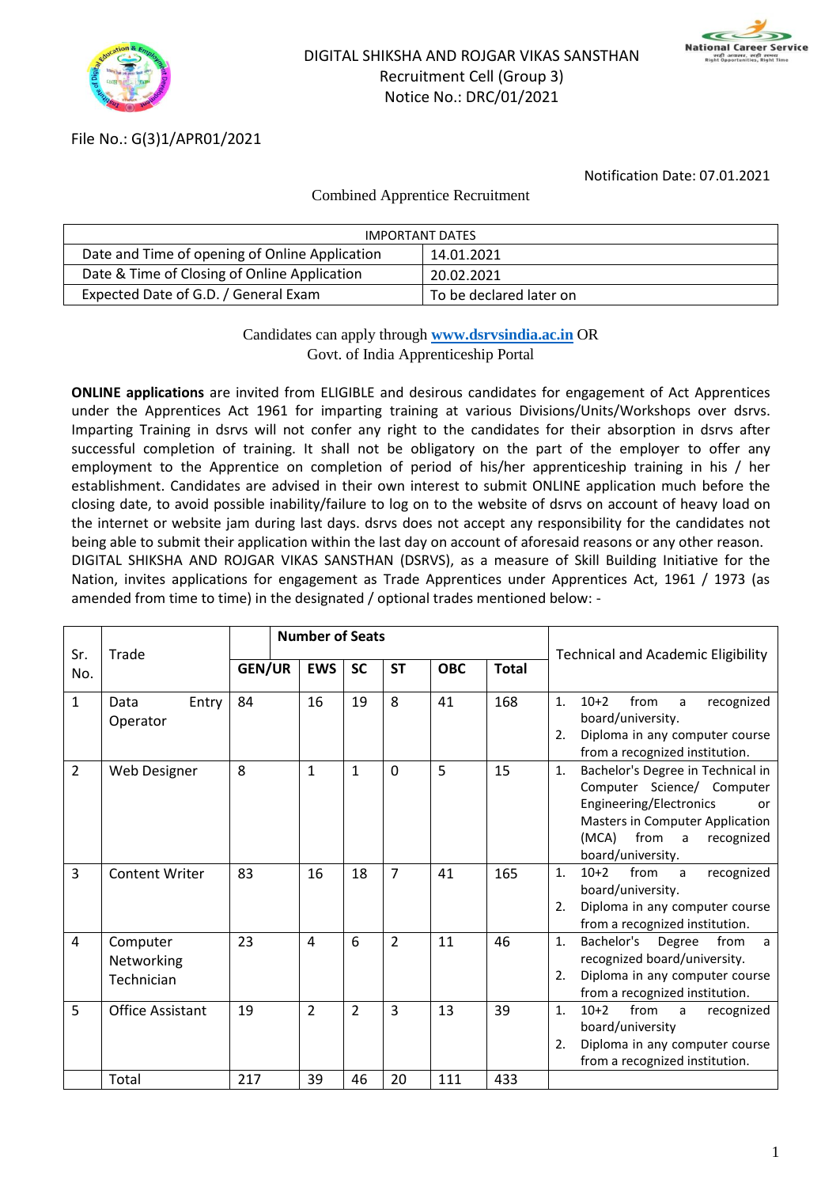DIGITAL SHIKSHA AND ROJGAR VIKAS SANSTHAN
Recruitment Cell (Group 3)
Notice No.: DRC/01/2021

File No.: G(3)1/APR01/2021

Notification Date: 07.01.2021

Combined Apprentice Recruitment

| IMPORTANT DATES | |
|---|---|
| Date and Time of opening of Online Application | 14.01.2021 |
| Date & Time of Closing of Online Application | 20.02.2021 |
| Expected Date of G.D. / General Exam | To be declared later on |

Candidates can apply through **www.dsrvsindia.ac.in** OR
Govt. of India Apprenticeship Portal

**ONLINE applications** are invited from ELIGIBLE and desirous candidates for engagement of Act Apprentices under the Apprentices Act 1961 for imparting training at various Divisions/Units/Workshops over dsrvs. Imparting Training in dsrvs will not confer any right to the candidates for their absorption in dsrvs after successful completion of training. It shall not be obligatory on the part of the employer to offer any employment to the Apprentice on completion of period of his/her apprenticeship training in his / her establishment. Candidates are advised in their own interest to submit ONLINE application much before the closing date, to avoid possible inability/failure to log on to the website of dsrvs on account of heavy load on the internet or website jam during last days. dsrvs does not accept any responsibility for the candidates not being able to submit their application within the last day on account of aforesaid reasons or any other reason.
DIGITAL SHIKSHA AND ROJGAR VIKAS SANSTHAN (DSRVS), as a measure of Skill Building Initiative for the Nation, invites applications for engagement as Trade Apprentices under Apprentices Act, 1961 / 1973 (as amended from time to time) in the designated / optional trades mentioned below: -

| Sr. No. | Trade | Number of Seats | | | | | | Technical and Academic Eligibility |
|---|---|---|---|---|---|---|---|---|
| | | GEN/UR | EWS | SC | ST | OBC | Total | |
| 1 | Data Entry Operator | 84 | 16 | 19 | 8 | 41 | 168 | 1. 10+2 from a recognized board/university.<br>2. Diploma in any computer course from a recognized institution. |
| 2 | Web Designer | 8 | 1 | 1 | 0 | 5 | 15 | 1. Bachelor's Degree in Technical in Computer Science/ Computer Engineering/Electronics or Masters in Computer Application (MCA) from a recognized board/university. |
| 3 | Content Writer | 83 | 16 | 18 | 7 | 41 | 165 | 1. 10+2 from a recognized board/university.<br>2. Diploma in any computer course from a recognized institution. |
| 4 | Computer Networking Technician | 23 | 4 | 6 | 2 | 11 | 46 | 1. Bachelor's Degree from a recognized board/university.<br>2. Diploma in any computer course from a recognized institution. |
| 5 | Office Assistant | 19 | 2 | 2 | 3 | 13 | 39 | 1. 10+2 from a recognized board/university<br>2. Diploma in any computer course from a recognized institution. |
| | Total | 217 | 39 | 46 | 20 | 111 | 433 | |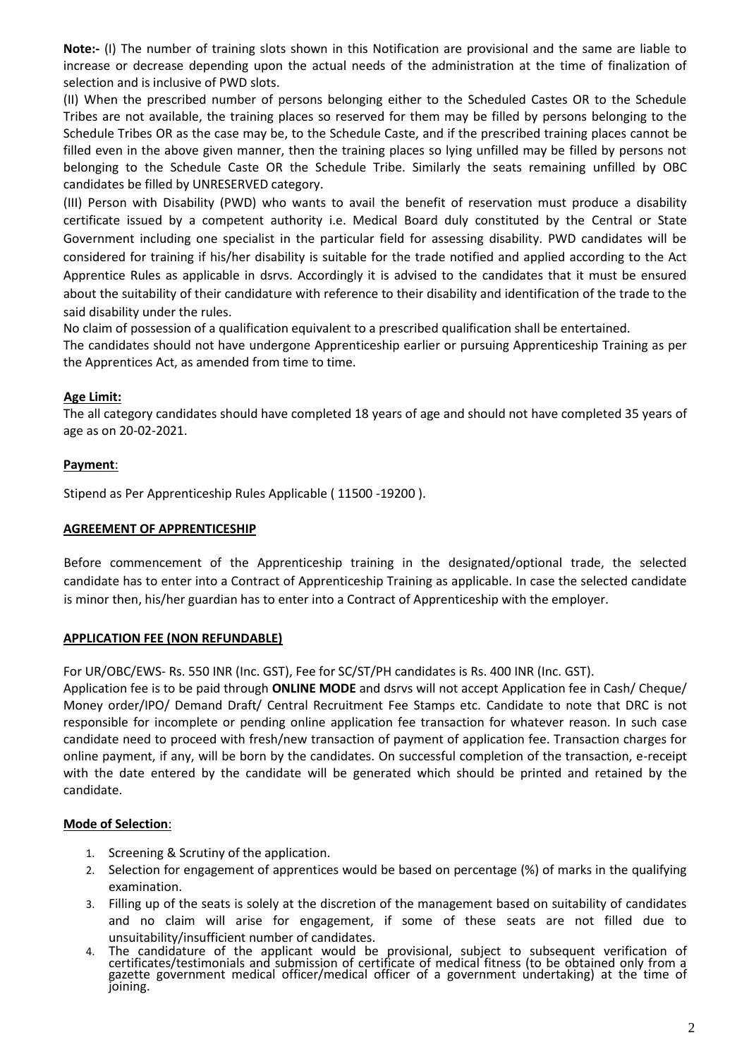**Note:-** (I) The number of training slots shown in this Notification are provisional and the same are liable to increase or decrease depending upon the actual needs of the administration at the time of finalization of selection and is inclusive of PWD slots.

(II) When the prescribed number of persons belonging either to the Scheduled Castes OR to the Schedule Tribes are not available, the training places so reserved for them may be filled by persons belonging to the Schedule Tribes OR as the case may be, to the Schedule Caste, and if the prescribed training places cannot be filled even in the above given manner, then the training places so lying unfilled may be filled by persons not belonging to the Schedule Caste OR the Schedule Tribe. Similarly the seats remaining unfilled by OBC candidates be filled by UNRESERVED category.

(III) Person with Disability (PWD) who wants to avail the benefit of reservation must produce a disability certificate issued by a competent authority i.e. Medical Board duly constituted by the Central or State Government including one specialist in the particular field for assessing disability. PWD candidates will be considered for training if his/her disability is suitable for the trade notified and applied according to the Act Apprentice Rules as applicable in dsrvs. Accordingly it is advised to the candidates that it must be ensured about the suitability of their candidature with reference to their disability and identification of the trade to the said disability under the rules.

No claim of possession of a qualification equivalent to a prescribed qualification shall be entertained.

The candidates should not have undergone Apprenticeship earlier or pursuing Apprenticeship Training as per the Apprentices Act, as amended from time to time.

**Age Limit:**

The all category candidates should have completed 18 years of age and should not have completed 35 years of age as on 20-02-2021.

**Payment**:

Stipend as Per Apprenticeship Rules Applicable ( 11500 -19200 ).

**AGREEMENT OF APPRENTICESHIP**

Before commencement of the Apprenticeship training in the designated/optional trade, the selected candidate has to enter into a Contract of Apprenticeship Training as applicable. In case the selected candidate is minor then, his/her guardian has to enter into a Contract of Apprenticeship with the employer.

**APPLICATION FEE (NON REFUNDABLE)**

For UR/OBC/EWS- Rs. 550 INR (Inc. GST), Fee for SC/ST/PH candidates is Rs. 400 INR (Inc. GST).

Application fee is to be paid through **ONLINE MODE** and dsrvs will not accept Application fee in Cash/ Cheque/ Money order/IPO/ Demand Draft/ Central Recruitment Fee Stamps etc. Candidate to note that DRC is not responsible for incomplete or pending online application fee transaction for whatever reason. In such case candidate need to proceed with fresh/new transaction of payment of application fee. Transaction charges for online payment, if any, will be born by the candidates. On successful completion of the transaction, e-receipt with the date entered by the candidate will be generated which should be printed and retained by the candidate.

**Mode of Selection**:

1. Screening & Scrutiny of the application.
2. Selection for engagement of apprentices would be based on percentage (%) of marks in the qualifying examination.
3. Filling up of the seats is solely at the discretion of the management based on suitability of candidates and no claim will arise for engagement, if some of these seats are not filled due to unsuitability/insufficient number of candidates.
4. The candidature of the applicant would be provisional, subject to subsequent verification of certificates/testimonials and submission of certificate of medical fitness (to be obtained only from a gazette government medical officer/medical officer of a government undertaking) at the time of joining.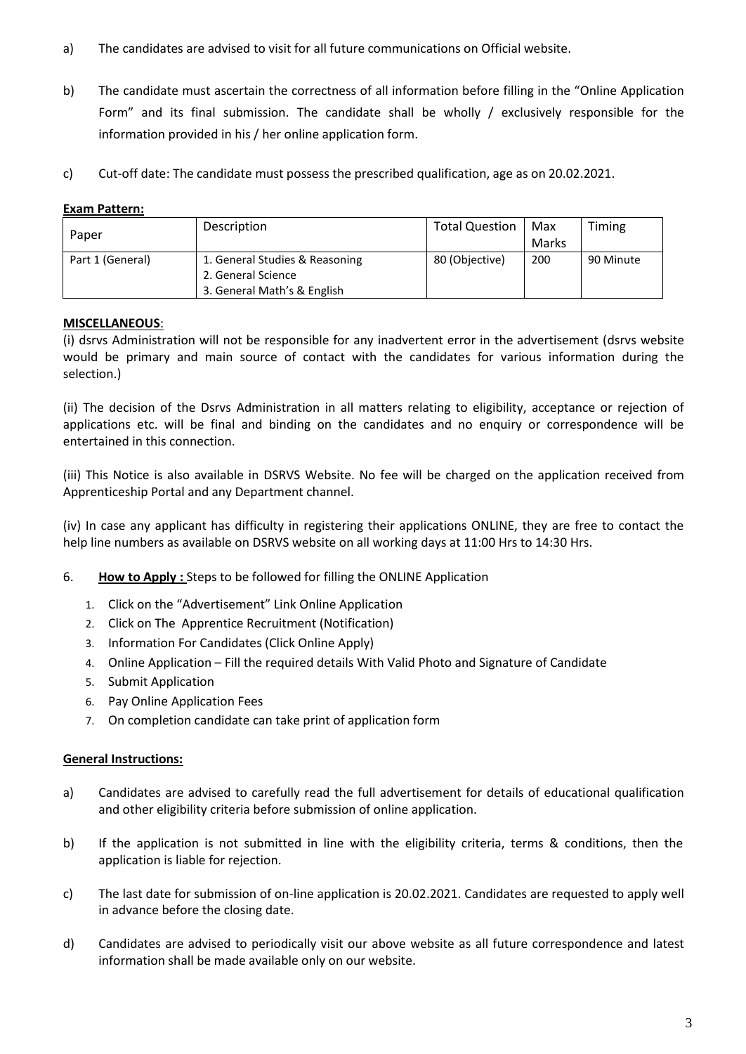a) The candidates are advised to visit for all future communications on Official website.

b) The candidate must ascertain the correctness of all information before filling in the "Online Application Form" and its final submission. The candidate shall be wholly / exclusively responsible for the information provided in his / her online application form.

c) Cut-off date: The candidate must possess the prescribed qualification, age as on 20.02.2021.

**Exam Pattern:**

| Paper | Description | Total Question | Max Marks | Timing |
|---|---|---|---|---|
| Part 1 (General) | 1. General Studies & Reasoning<br>2. General Science<br>3. General Math's & English | 80 (Objective) | 200 | 90 Minute |

**MISCELLANEOUS**:

(i) dsrvs Administration will not be responsible for any inadvertent error in the advertisement (dsrvs website would be primary and main source of contact with the candidates for various information during the selection.)

(ii) The decision of the Dsrvs Administration in all matters relating to eligibility, acceptance or rejection of applications etc. will be final and binding on the candidates and no enquiry or correspondence will be entertained in this connection.

(iii) This Notice is also available in DSRVS Website. No fee will be charged on the application received from Apprenticeship Portal and any Department channel.

(iv) In case any applicant has difficulty in registering their applications ONLINE, they are free to contact the help line numbers as available on DSRVS website on all working days at 11:00 Hrs to 14:30 Hrs.

6. **How to Apply :** Steps to be followed for filling the ONLINE Application

1. Click on the "Advertisement" Link Online Application
2. Click on The Apprentice Recruitment (Notification)
3. Information For Candidates (Click Online Apply)
4. Online Application – Fill the required details With Valid Photo and Signature of Candidate
5. Submit Application
6. Pay Online Application Fees
7. On completion candidate can take print of application form

**General Instructions:**

a) Candidates are advised to carefully read the full advertisement for details of educational qualification and other eligibility criteria before submission of online application.

b) If the application is not submitted in line with the eligibility criteria, terms & conditions, then the application is liable for rejection.

c) The last date for submission of on-line application is 20.02.2021. Candidates are requested to apply well in advance before the closing date.

d) Candidates are advised to periodically visit our above website as all future correspondence and latest information shall be made available only on our website.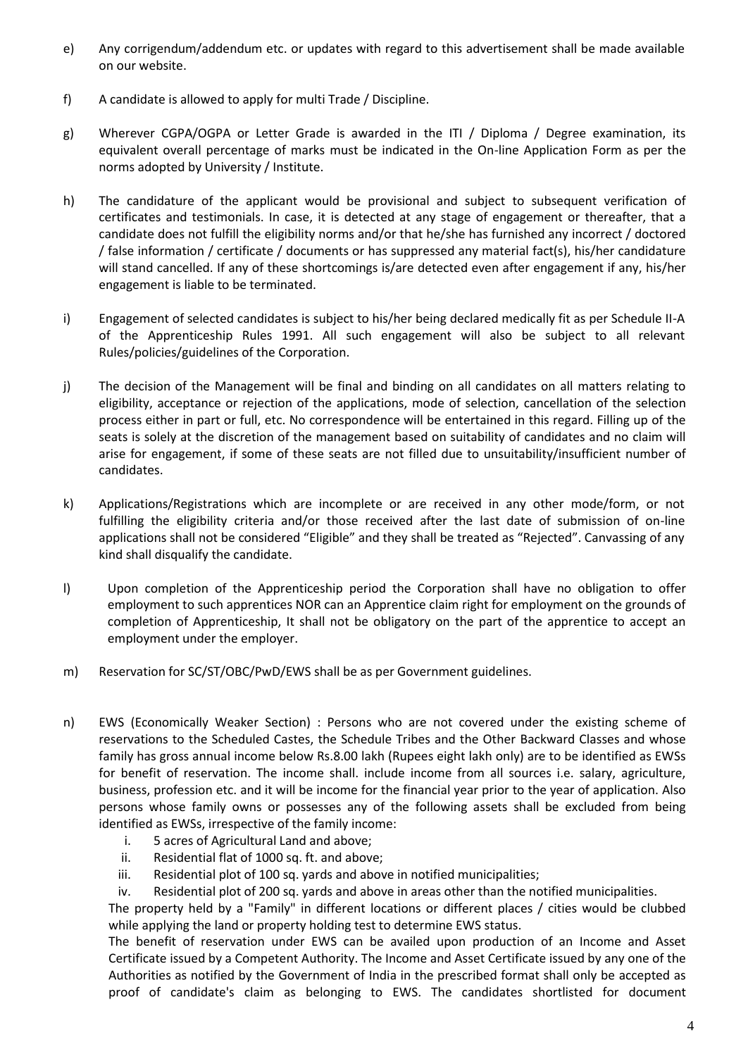e) Any corrigendum/addendum etc. or updates with regard to this advertisement shall be made available on our website.

f) A candidate is allowed to apply for multi Trade / Discipline.

g) Wherever CGPA/OGPA or Letter Grade is awarded in the ITI / Diploma / Degree examination, its equivalent overall percentage of marks must be indicated in the On-line Application Form as per the norms adopted by University / Institute.

h) The candidature of the applicant would be provisional and subject to subsequent verification of certificates and testimonials. In case, it is detected at any stage of engagement or thereafter, that a candidate does not fulfill the eligibility norms and/or that he/she has furnished any incorrect / doctored / false information / certificate / documents or has suppressed any material fact(s), his/her candidature will stand cancelled. If any of these shortcomings is/are detected even after engagement if any, his/her engagement is liable to be terminated.

i) Engagement of selected candidates is subject to his/her being declared medically fit as per Schedule II-A of the Apprenticeship Rules 1991. All such engagement will also be subject to all relevant Rules/policies/guidelines of the Corporation.

j) The decision of the Management will be final and binding on all candidates on all matters relating to eligibility, acceptance or rejection of the applications, mode of selection, cancellation of the selection process either in part or full, etc. No correspondence will be entertained in this regard. Filling up of the seats is solely at the discretion of the management based on suitability of candidates and no claim will arise for engagement, if some of these seats are not filled due to unsuitability/insufficient number of candidates.

k) Applications/Registrations which are incomplete or are received in any other mode/form, or not fulfilling the eligibility criteria and/or those received after the last date of submission of on-line applications shall not be considered "Eligible" and they shall be treated as "Rejected". Canvassing of any kind shall disqualify the candidate.

l) Upon completion of the Apprenticeship period the Corporation shall have no obligation to offer employment to such apprentices NOR can an Apprentice claim right for employment on the grounds of completion of Apprenticeship, It shall not be obligatory on the part of the apprentice to accept an employment under the employer.

m) Reservation for SC/ST/OBC/PwD/EWS shall be as per Government guidelines.

n) EWS (Economically Weaker Section) : Persons who are not covered under the existing scheme of reservations to the Scheduled Castes, the Schedule Tribes and the Other Backward Classes and whose family has gross annual income below Rs.8.00 lakh (Rupees eight lakh only) are to be identified as EWSs for benefit of reservation. The income shall. include income from all sources i.e. salary, agriculture, business, profession etc. and it will be income for the financial year prior to the year of application. Also persons whose family owns or possesses any of the following assets shall be excluded from being identified as EWSs, irrespective of the family income:

   i. 5 acres of Agricultural Land and above;
   ii. Residential flat of 1000 sq. ft. and above;
   iii. Residential plot of 100 sq. yards and above in notified municipalities;
   iv. Residential plot of 200 sq. yards and above in areas other than the notified municipalities.

   The property held by a "Family" in different locations or different places / cities would be clubbed while applying the land or property holding test to determine EWS status.

   The benefit of reservation under EWS can be availed upon production of an Income and Asset Certificate issued by a Competent Authority. The Income and Asset Certificate issued by any one of the Authorities as notified by the Government of India in the prescribed format shall only be accepted as proof of candidate's claim as belonging to EWS. The candidates shortlisted for document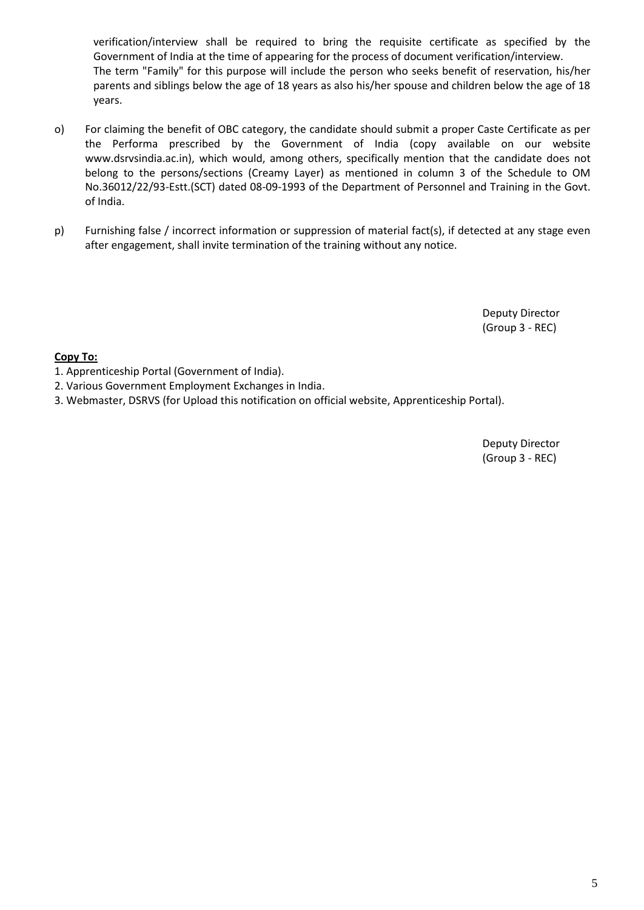verification/interview shall be required to bring the requisite certificate as specified by the Government of India at the time of appearing for the process of document verification/interview.
The term "Family" for this purpose will include the person who seeks benefit of reservation, his/her parents and siblings below the age of 18 years as also his/her spouse and children below the age of 18 years.

o) For claiming the benefit of OBC category, the candidate should submit a proper Caste Certificate as per the Performa prescribed by the Government of India (copy available on our website www.dsrvsindia.ac.in), which would, among others, specifically mention that the candidate does not belong to the persons/sections (Creamy Layer) as mentioned in column 3 of the Schedule to OM No.36012/22/93-Estt.(SCT) dated 08-09-1993 of the Department of Personnel and Training in the Govt. of India.

p) Furnishing false / incorrect information or suppression of material fact(s), if detected at any stage even after engagement, shall invite termination of the training without any notice.

Deputy Director
(Group 3 - REC)

**Copy To:**

1. Apprenticeship Portal (Government of India).
2. Various Government Employment Exchanges in India.
3. Webmaster, DSRVS (for Upload this notification on official website, Apprenticeship Portal).

Deputy Director
(Group 3 - REC)